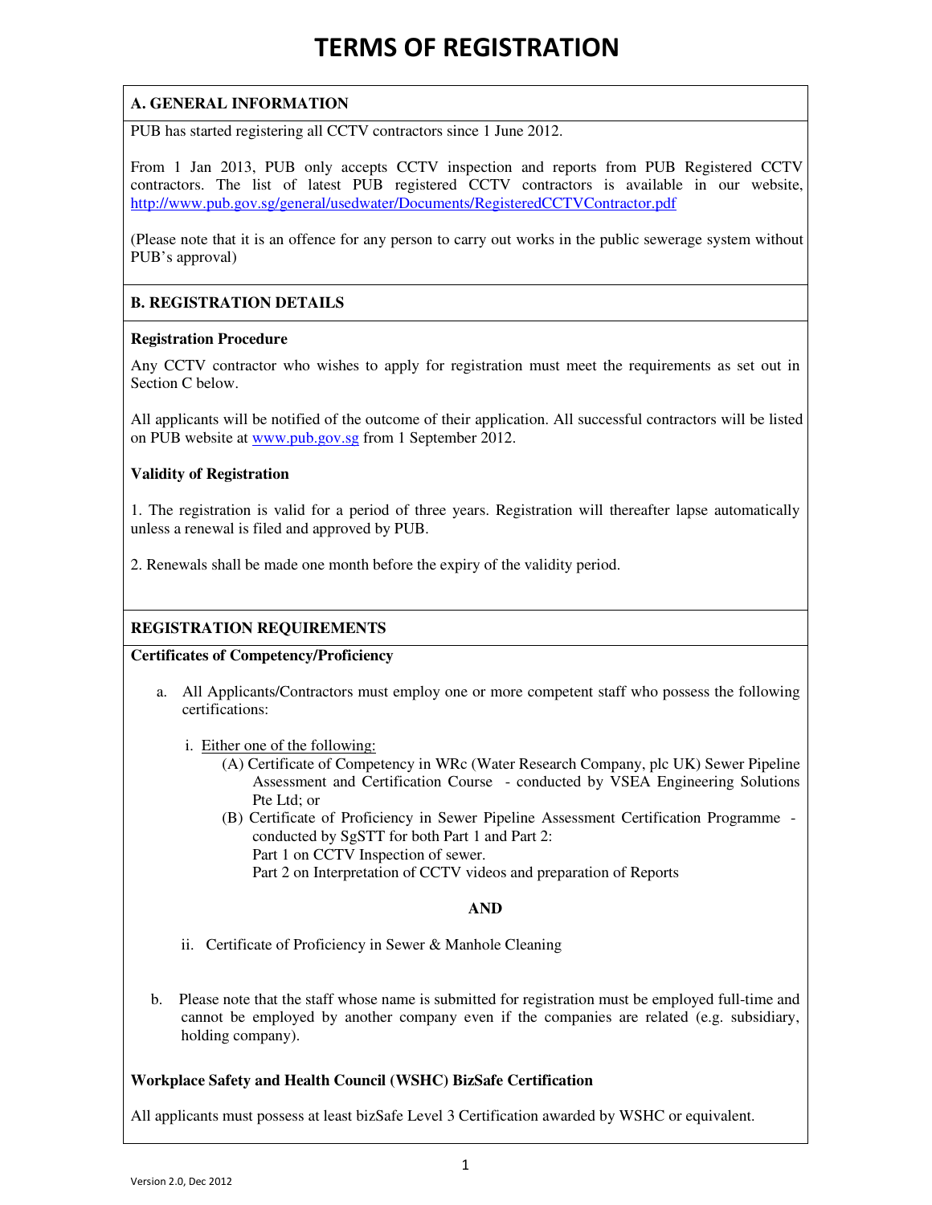# TERMS OF REGISTRATION

## A. GENERAL INFORMATION

PUB has started registering all CCTV contractors since 1 June 2012.

From 1 Jan 2013, PUB only accepts CCTV inspection and reports from PUB Registered CCTV contractors. The list of latest PUB registered CCTV contractors is available in our website, http://www.pub.gov.sg/general/usedwater/Documents/RegisteredCCTVContractor.pdf

(Please note that it is an offence for any person to carry out works in the public sewerage system without PUB's approval)

## B. REGISTRATION DETAILS

**Registration Procedure**

Any CCTV contractor who wishes to apply for registration must meet the requirements as set out in Section C below.

All applicants will be notified of the outcome of their application. All successful contractors will be listed on PUB website at www.pub.gov.sg from 1 September 2012.

**Validity of Registration**

1. The registration is valid for a period of three years. Registration will thereafter lapse automatically unless a renewal is filed and approved by PUB.

2. Renewals shall be made one month before the expiry of the validity period.

## REGISTRATION REQUIREMENTS

**Certificates of Competency/Proficiency**

a. All Applicants/Contractors must employ one or more competent staff who possess the following certifications:

   i. Either one of the following:
      - (A) Certificate of Competency in WRc (Water Research Company, plc UK) Sewer Pipeline Assessment and Certification Course - conducted by VSEA Engineering Solutions Pte Ltd; or
      - (B) Certificate of Proficiency in Sewer Pipeline Assessment Certification Programme - conducted by SgSTT for both Part 1 and Part 2:
        Part 1 on CCTV Inspection of sewer.
        Part 2 on Interpretation of CCTV videos and preparation of Reports

   **AND**

   ii. Certificate of Proficiency in Sewer & Manhole Cleaning

b. Please note that the staff whose name is submitted for registration must be employed full-time and cannot be employed by another company even if the companies are related (e.g. subsidiary, holding company).

**Workplace Safety and Health Council (WSHC) BizSafe Certification**

All applicants must possess at least bizSafe Level 3 Certification awarded by WSHC or equivalent.

Version 2.0, Dec 2012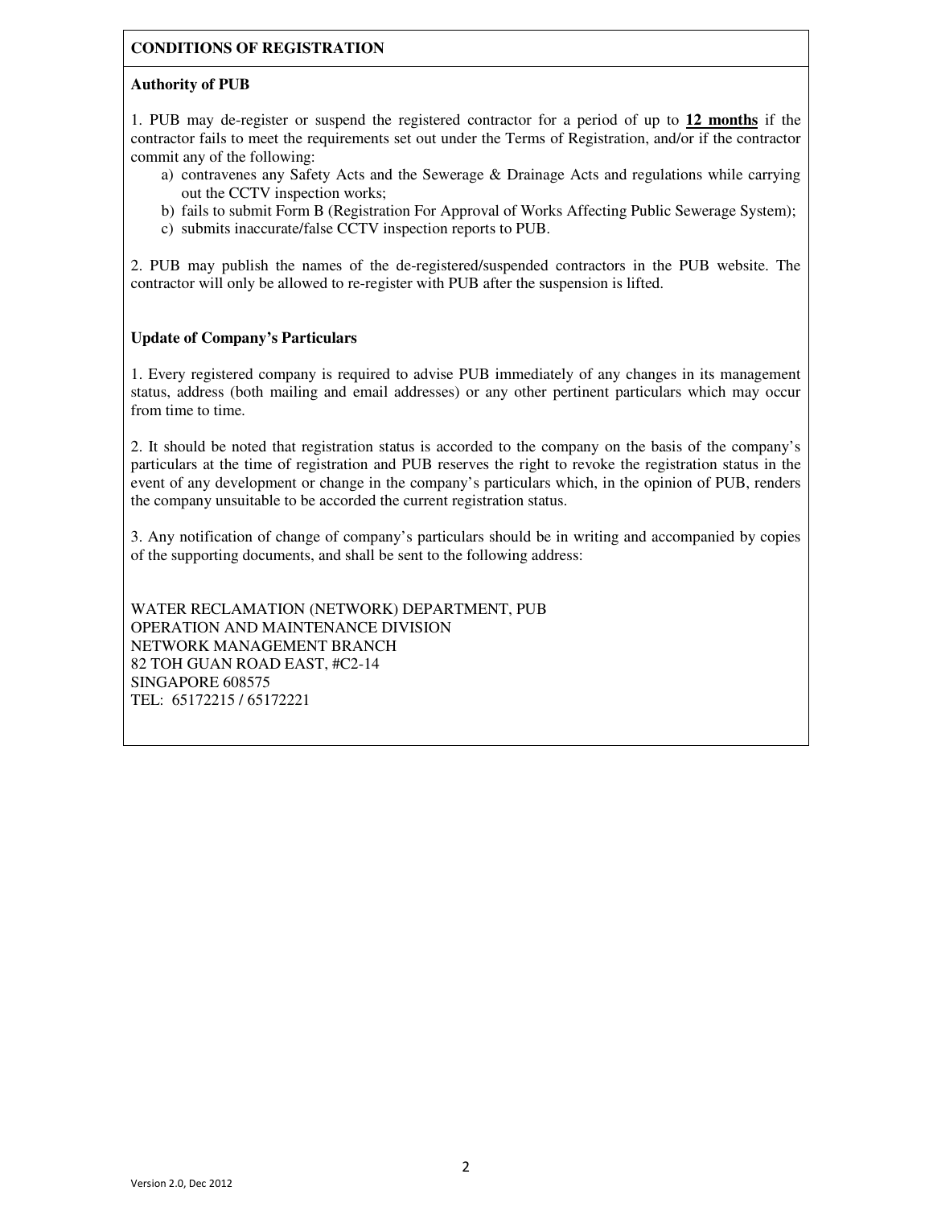## CONDITIONS OF REGISTRATION

### Authority of PUB

1. PUB may de-register or suspend the registered contractor for a period of up to **12 months** if the contractor fails to meet the requirements set out under the Terms of Registration, and/or if the contractor commit any of the following:
   a) contravenes any Safety Acts and the Sewerage & Drainage Acts and regulations while carrying out the CCTV inspection works;
   b) fails to submit Form B (Registration For Approval of Works Affecting Public Sewerage System);
   c) submits inaccurate/false CCTV inspection reports to PUB.

2. PUB may publish the names of the de-registered/suspended contractors in the PUB website. The contractor will only be allowed to re-register with PUB after the suspension is lifted.

### Update of Company's Particulars

1. Every registered company is required to advise PUB immediately of any changes in its management status, address (both mailing and email addresses) or any other pertinent particulars which may occur from time to time.

2. It should be noted that registration status is accorded to the company on the basis of the company's particulars at the time of registration and PUB reserves the right to revoke the registration status in the event of any development or change in the company's particulars which, in the opinion of PUB, renders the company unsuitable to be accorded the current registration status.

3. Any notification of change of company's particulars should be in writing and accompanied by copies of the supporting documents, and shall be sent to the following address:

WATER RECLAMATION (NETWORK) DEPARTMENT, PUB
OPERATION AND MAINTENANCE DIVISION
NETWORK MANAGEMENT BRANCH
82 TOH GUAN ROAD EAST, #C2-14
SINGAPORE 608575
TEL: 65172215 / 65172221

Version 2.0, Dec 2012